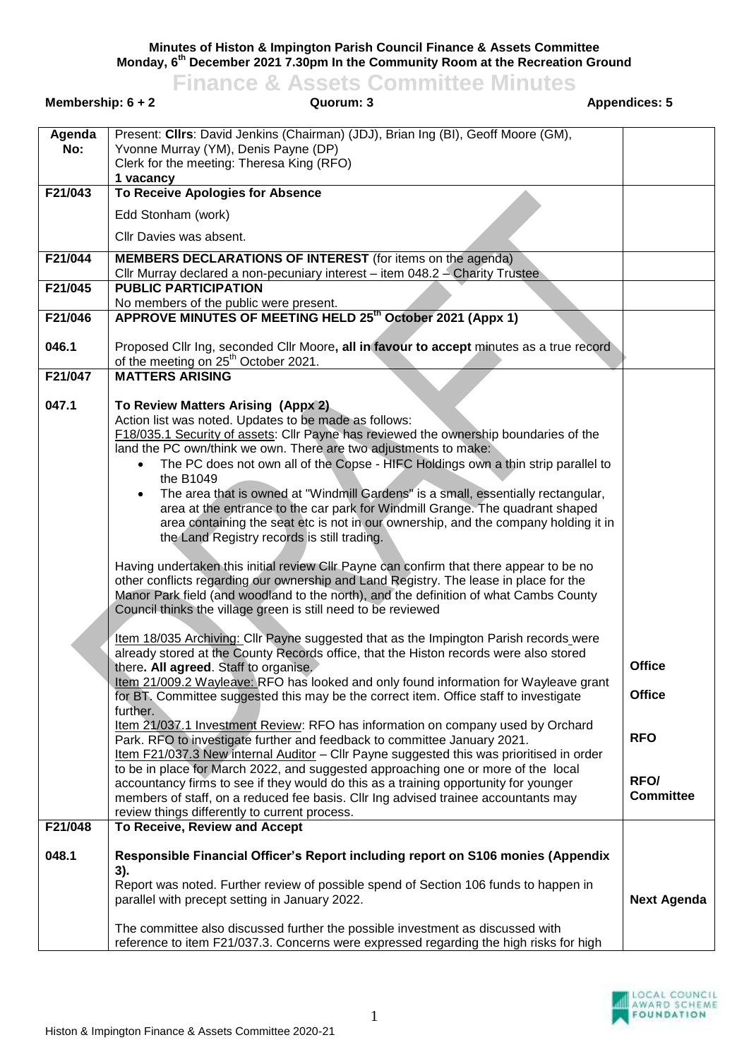**Minutes of Histon & Impington Parish Council Finance & Assets Committee**
**Monday, 6th December 2021 7.30pm In the Community Room at the Recreation Ground**

# Finance & Assets Committee Minutes

**Membership: 6 + 2** | **Quorum: 3** | **Appendices: 5**

| Agenda No: | Present: **Cllrs**: David Jenkins (Chairman) (JDJ), Brian Ing (BI), Geoff Moore (GM), Yvonne Murray (YM), Denis Payne (DP)<br>Clerk for the meeting: Theresa King (RFO)<br>**1 vacancy** | |
|---|---|---|
| **F21/043** | **To Receive Apologies for Absence** | |
| | Edd Stonham (work) | |
| | Cllr Davies was absent. | |
| **F21/044** | **MEMBERS DECLARATIONS OF INTEREST** (for items on the agenda)<br>Cllr Murray declared a non-pecuniary interest – item 048.2 – Charity Trustee | |
| **F21/045** | **PUBLIC PARTICIPATION**<br>No members of the public were present. | |
| **F21/046** | **APPROVE MINUTES OF MEETING HELD 25th October 2021 (Appx 1)** | |
| **046.1** | Proposed Cllr Ing, seconded Cllr Moore, **all in favour to accept** minutes as a true record of the meeting on 25th October 2021. | |
| **F21/047** | **MATTERS ARISING** | |
| **047.1** | **To Review Matters Arising (Appx 2)**<br>Action list was noted. Updates to be made as follows:<br>F18/035.1 Security of assets: Cllr Payne has reviewed the ownership boundaries of the land the PC own/think we own. There are two adjustments to make:<br>• The PC does not own all of the Copse - HIFC Holdings own a thin strip parallel to the B1049<br>• The area that is owned at "Windmill Gardens" is a small, essentially rectangular, area at the entrance to the car park for Windmill Grange. The quadrant shaped area containing the seat etc is not in our ownership, and the company holding it in the Land Registry records is still trading.<br><br>Having undertaken this initial review Cllr Payne can confirm that there appear to be no other conflicts regarding our ownership and Land Registry. The lease in place for the Manor Park field (and woodland to the north), and the definition of what Cambs County Council thinks the village green is still need to be reviewed<br><br>Item 18/035 Archiving: Cllr Payne suggested that as the Impington Parish records were already stored at the County Records office, that the Histon records were also stored there. **All agreed**. Staff to organise.<br>Item 21/009.2 Wayleave: RFO has looked and only found information for Wayleave grant for BT. Committee suggested this may be the correct item. Office staff to investigate further.<br>Item 21/037.1 Investment Review: RFO has information on company used by Orchard Park. RFO to investigate further and feedback to committee January 2021.<br>Item F21/037.3 New internal Auditor – Cllr Payne suggested this was prioritised in order to be in place for March 2022, and suggested approaching one or more of the local accountancy firms to see if they would do this as a training opportunity for younger members of staff, on a reduced fee basis. Cllr Ing advised trainee accountants may review things differently to current process. | **Office**<br><br>**Office**<br><br>**RFO**<br><br>**RFO/ Committee** |
| **F21/048** | **To Receive, Review and Accept** | |
| **048.1** | **Responsible Financial Officer's Report including report on S106 monies (Appendix 3).**<br>Report was noted. Further review of possible spend of Section 106 funds to happen in parallel with precept setting in January 2022.<br><br>The committee also discussed further the possible investment as discussed with reference to item F21/037.3. Concerns were expressed regarding the high risks for high | **Next Agenda** |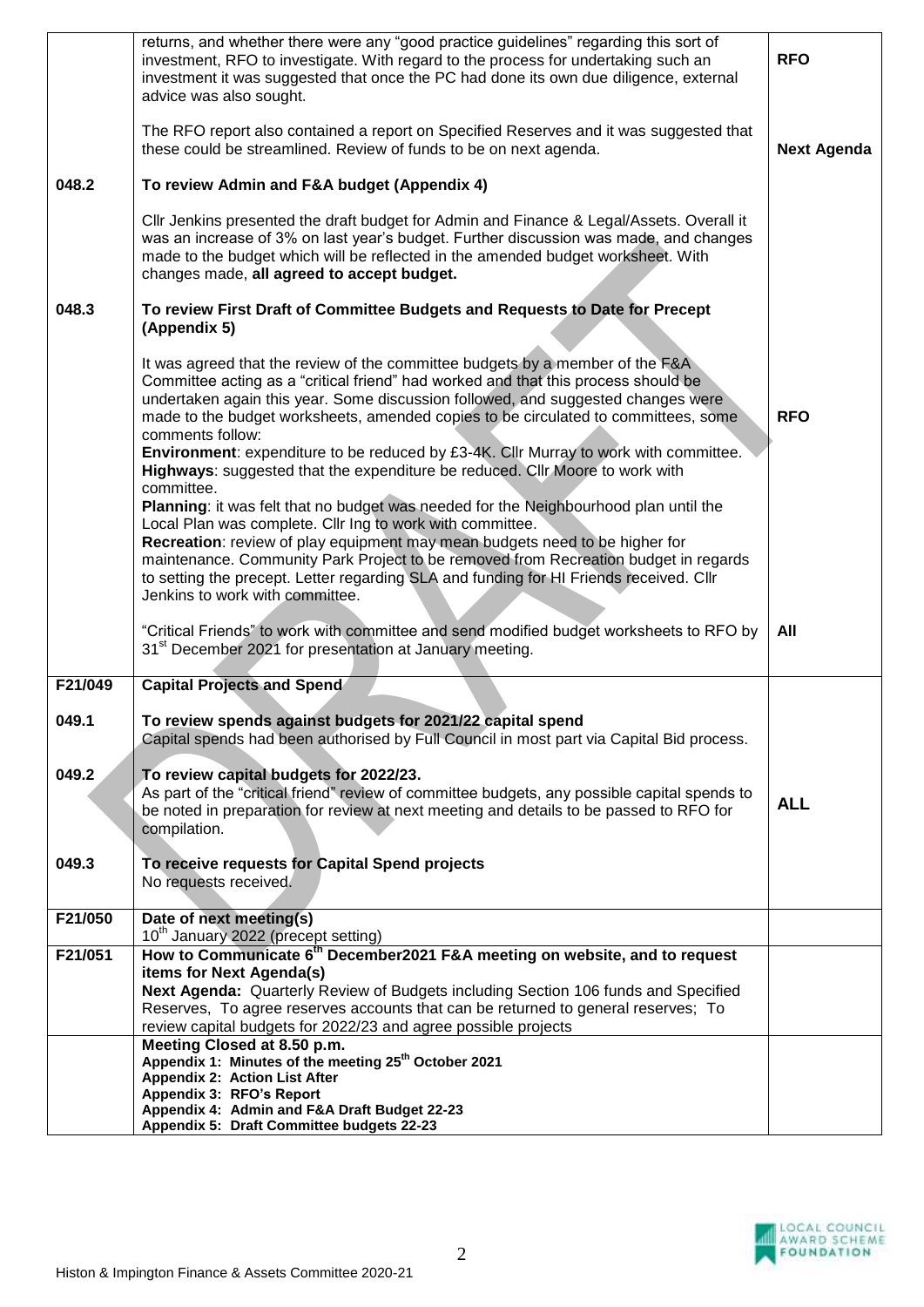| | | |
|---|---|---|
| | returns, and whether there were any "good practice guidelines" regarding this sort of investment, RFO to investigate. With regard to the process for undertaking such an investment it was suggested that once the PC had done its own due diligence, external advice was also sought. | **RFO** |
| | The RFO report also contained a report on Specified Reserves and it was suggested that these could be streamlined. Review of funds to be on next agenda. | **Next Agenda** |
| **048.2** | **To review Admin and F&A budget (Appendix 4)** | |
| | Cllr Jenkins presented the draft budget for Admin and Finance & Legal/Assets. Overall it was an increase of 3% on last year's budget. Further discussion was made, and changes made to the budget which will be reflected in the amended budget worksheet. With changes made, **all agreed to accept budget.** | |
| **048.3** | **To review First Draft of Committee Budgets and Requests to Date for Precept (Appendix 5)** | |
| | It was agreed that the review of the committee budgets by a member of the F&A Committee acting as a "critical friend" had worked and that this process should be undertaken again this year. Some discussion followed, and suggested changes were made to the budget worksheets, amended copies to be circulated to committees, some comments follow:<br>**Environment**: expenditure to be reduced by £3-4K. Cllr Murray to work with committee.<br>**Highways**: suggested that the expenditure be reduced. Cllr Moore to work with committee.<br>**Planning**: it was felt that no budget was needed for the Neighbourhood plan until the Local Plan was complete. Cllr Ing to work with committee.<br>**Recreation**: review of play equipment may mean budgets need to be higher for maintenance. Community Park Project to be removed from Recreation budget in regards to setting the precept. Letter regarding SLA and funding for HI Friends received. Cllr Jenkins to work with committee. | **RFO** |
| | "Critical Friends" to work with committee and send modified budget worksheets to RFO by 31st December 2021 for presentation at January meeting. | **All** |
| **F21/049** | **Capital Projects and Spend** | |
| **049.1** | **To review spends against budgets for 2021/22 capital spend**<br>Capital spends had been authorised by Full Council in most part via Capital Bid process. | |
| **049.2** | **To review capital budgets for 2022/23.**<br>As part of the "critical friend" review of committee budgets, any possible capital spends to be noted in preparation for review at next meeting and details to be passed to RFO for compilation. | **ALL** |
| **049.3** | **To receive requests for Capital Spend projects**<br>No requests received. | |
| **F21/050** | **Date of next meeting(s)**<br>10th January 2022 (precept setting) | |
| **F21/051** | **How to Communicate 6th December2021 F&A meeting on website, and to request items for Next Agenda(s)**<br>**Next Agenda:** Quarterly Review of Budgets including Section 106 funds and Specified Reserves, To agree reserves accounts that can be returned to general reserves; To review capital budgets for 2022/23 and agree possible projects | |
| | **Meeting Closed at 8.50 p.m.**<br>**Appendix 1: Minutes of the meeting 25th October 2021**<br>**Appendix 2: Action List After**<br>**Appendix 3: RFO's Report**<br>**Appendix 4: Admin and F&A Draft Budget 22-23**<br>**Appendix 5: Draft Committee budgets 22-23** | |